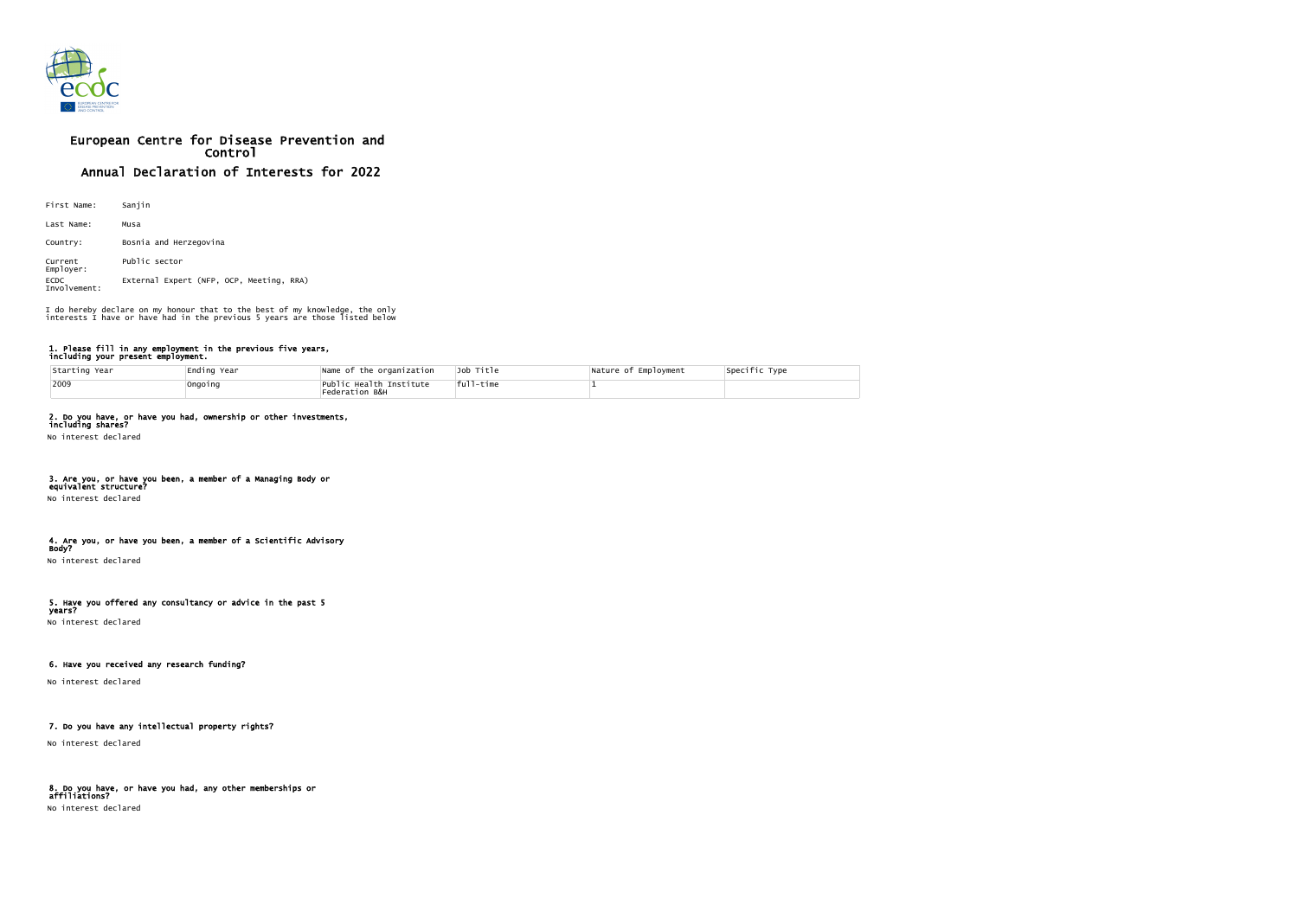# European Centre for Disease Prevention and Control

## Annual Declaration of Interests for 2022

First Name: Sanjin

Last Name: Musa

Country: Bosnia and Herzegovina

Current Employer: Public sector

ECDC Involvement: External Expert (NFP, OCP, Meeting, RRA)

I do hereby declare on my honour that to the best of my knowledge, the only interests I have or have had in the previous 5 years are those listed below

### 1. Please fill in any employment in the previous five years, including your present employment.

| Starting Year | Ending Year | Name of the organization | Job Title | Nature of Employment | Specific Type |
|---|---|---|---|---|---|
| 2009 | Ongoing | Public Health Institute Federation B&H | full-time | 1 | |

### 2. Do you have, or have you had, ownership or other investments, including shares?

No interest declared

### 3. Are you, or have you been, a member of a Managing Body or equivalent structure?

No interest declared

### 4. Are you, or have you been, a member of a Scientific Advisory Body?

No interest declared

### 5. Have you offered any consultancy or advice in the past 5 years?

No interest declared

### 6. Have you received any research funding?

No interest declared

### 7. Do you have any intellectual property rights?

No interest declared

### 8. Do you have, or have you had, any other memberships or affiliations?

No interest declared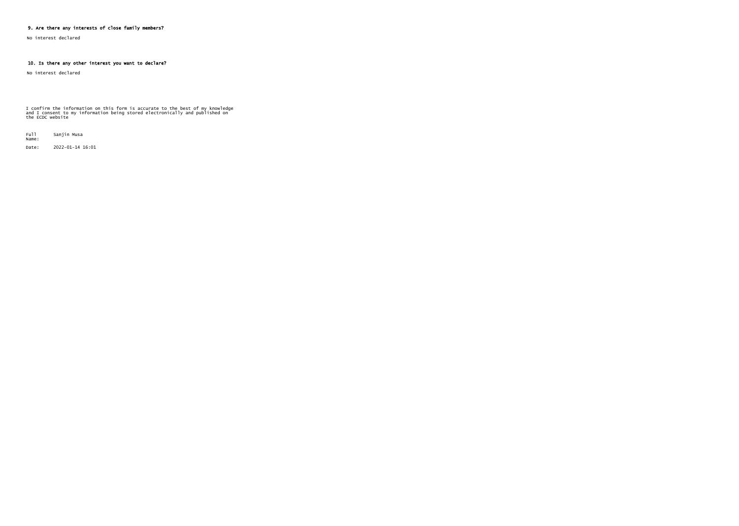### 9. Are there any interests of close family members?

No interest declared

### 10. Is there any other interest you want to declare?

No interest declared

I confirm the information on this form is accurate to the best of my knowledge and I consent to my information being stored electronically and published on the ECDC website

Full Name: Sanjin Musa

Date: 2022-01-14 16:01